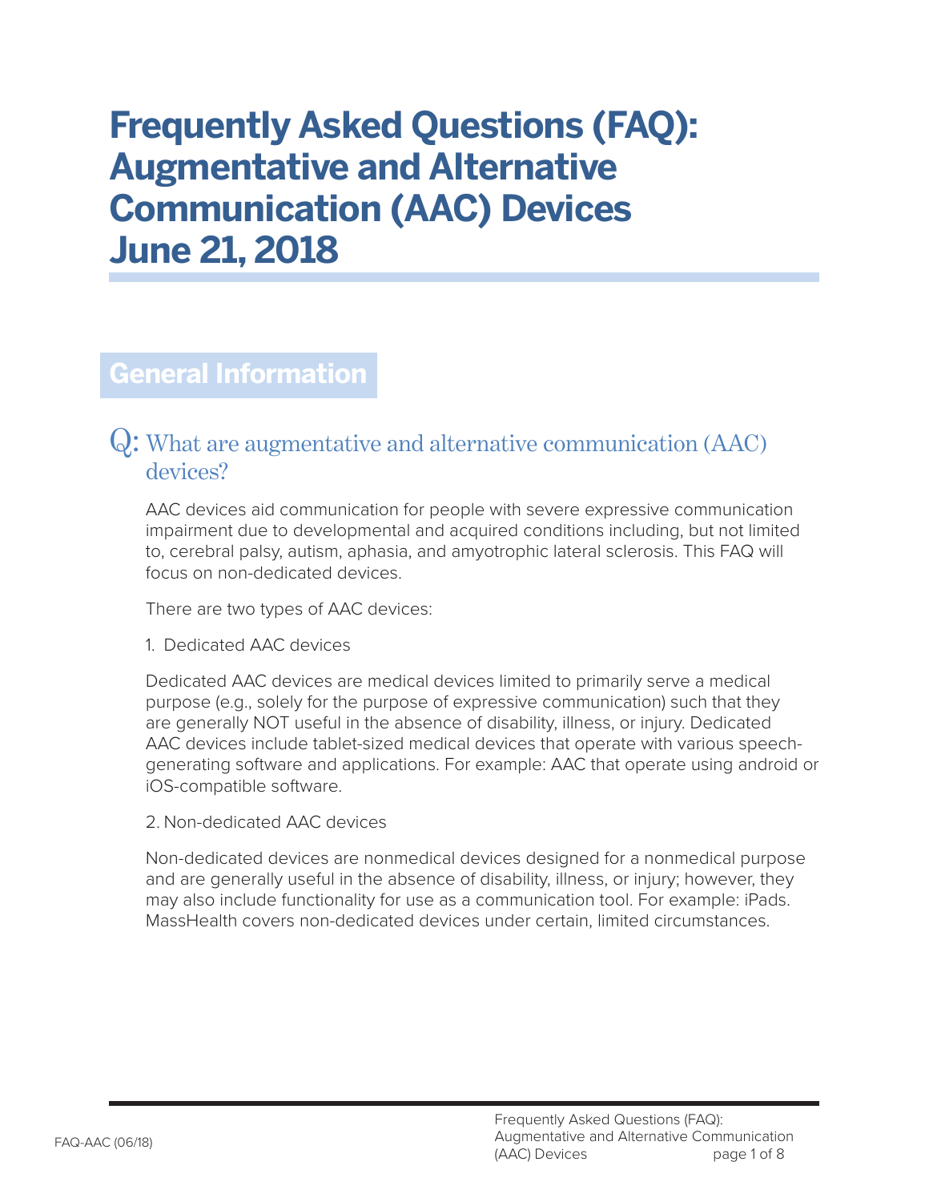# Frequently Asked Questions (FAQ): Augmentative and Alternative Communication (AAC) Devices June 21, 2018

## General Information

### Q: What are augmentative and alternative communication (AAC) devices?

AAC devices aid communication for people with severe expressive communication impairment due to developmental and acquired conditions including, but not limited to, cerebral palsy, autism, aphasia, and amyotrophic lateral sclerosis. This FAQ will focus on non-dedicated devices.

There are two types of AAC devices:

1. Dedicated AAC devices

Dedicated AAC devices are medical devices limited to primarily serve a medical purpose (e.g., solely for the purpose of expressive communication) such that they are generally NOT useful in the absence of disability, illness, or injury. Dedicated AAC devices include tablet-sized medical devices that operate with various speech-generating software and applications. For example: AAC that operate using android or iOS-compatible software.

2. Non-dedicated AAC devices

Non-dedicated devices are nonmedical devices designed for a nonmedical purpose and are generally useful in the absence of disability, illness, or injury; however, they may also include functionality for use as a communication tool. For example: iPads. MassHealth covers non-dedicated devices under certain, limited circumstances.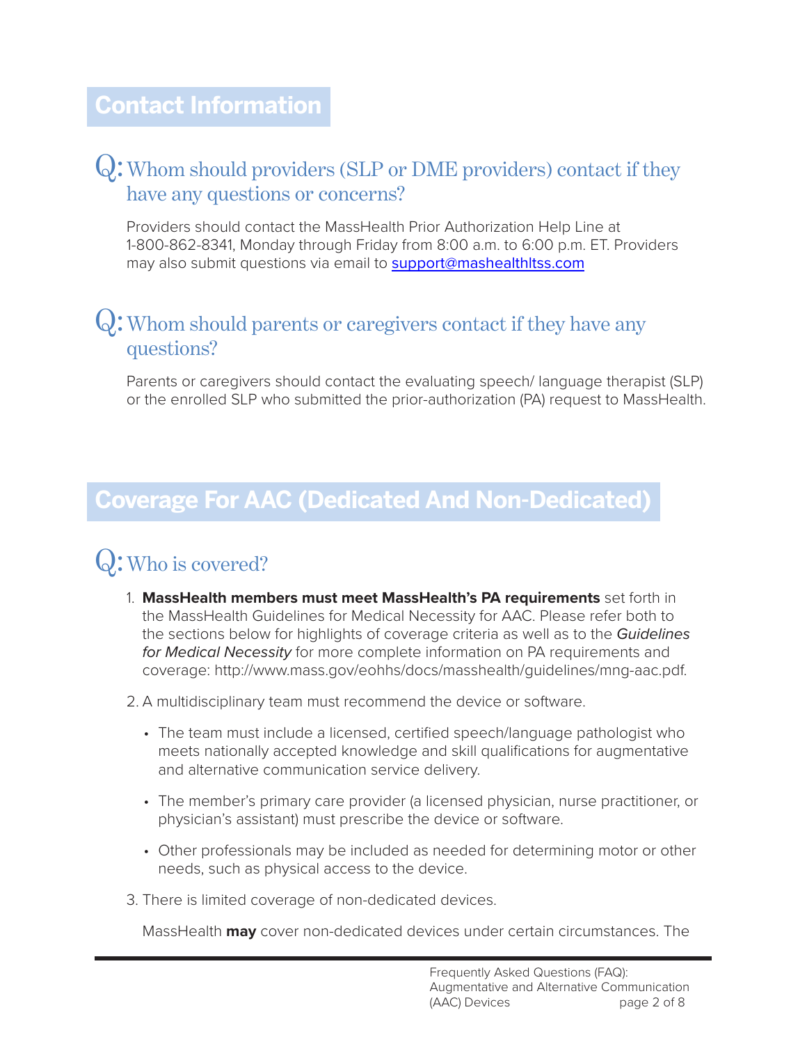## Contact Information

### Q: Whom should providers (SLP or DME providers) contact if they have any questions or concerns?

Providers should contact the MassHealth Prior Authorization Help Line at 1-800-862-8341, Monday through Friday from 8:00 a.m. to 6:00 p.m. ET. Providers may also submit questions via email to support@mashealthltss.com

### Q: Whom should parents or caregivers contact if they have any questions?

Parents or caregivers should contact the evaluating speech/ language therapist (SLP) or the enrolled SLP who submitted the prior-authorization (PA) request to MassHealth.

## Coverage For AAC (Dedicated And Non-Dedicated)

### Q: Who is covered?

1. **MassHealth members must meet MassHealth's PA requirements** set forth in the MassHealth Guidelines for Medical Necessity for AAC. Please refer both to the sections below for highlights of coverage criteria as well as to the *Guidelines for Medical Necessity* for more complete information on PA requirements and coverage: http://www.mass.gov/eohhs/docs/masshealth/guidelines/mng-aac.pdf.

2. A multidisciplinary team must recommend the device or software.

   - The team must include a licensed, certified speech/language pathologist who meets nationally accepted knowledge and skill qualifications for augmentative and alternative communication service delivery.
   - The member's primary care provider (a licensed physician, nurse practitioner, or physician's assistant) must prescribe the device or software.
   - Other professionals may be included as needed for determining motor or other needs, such as physical access to the device.

3. There is limited coverage of non-dedicated devices.

   MassHealth **may** cover non-dedicated devices under certain circumstances. The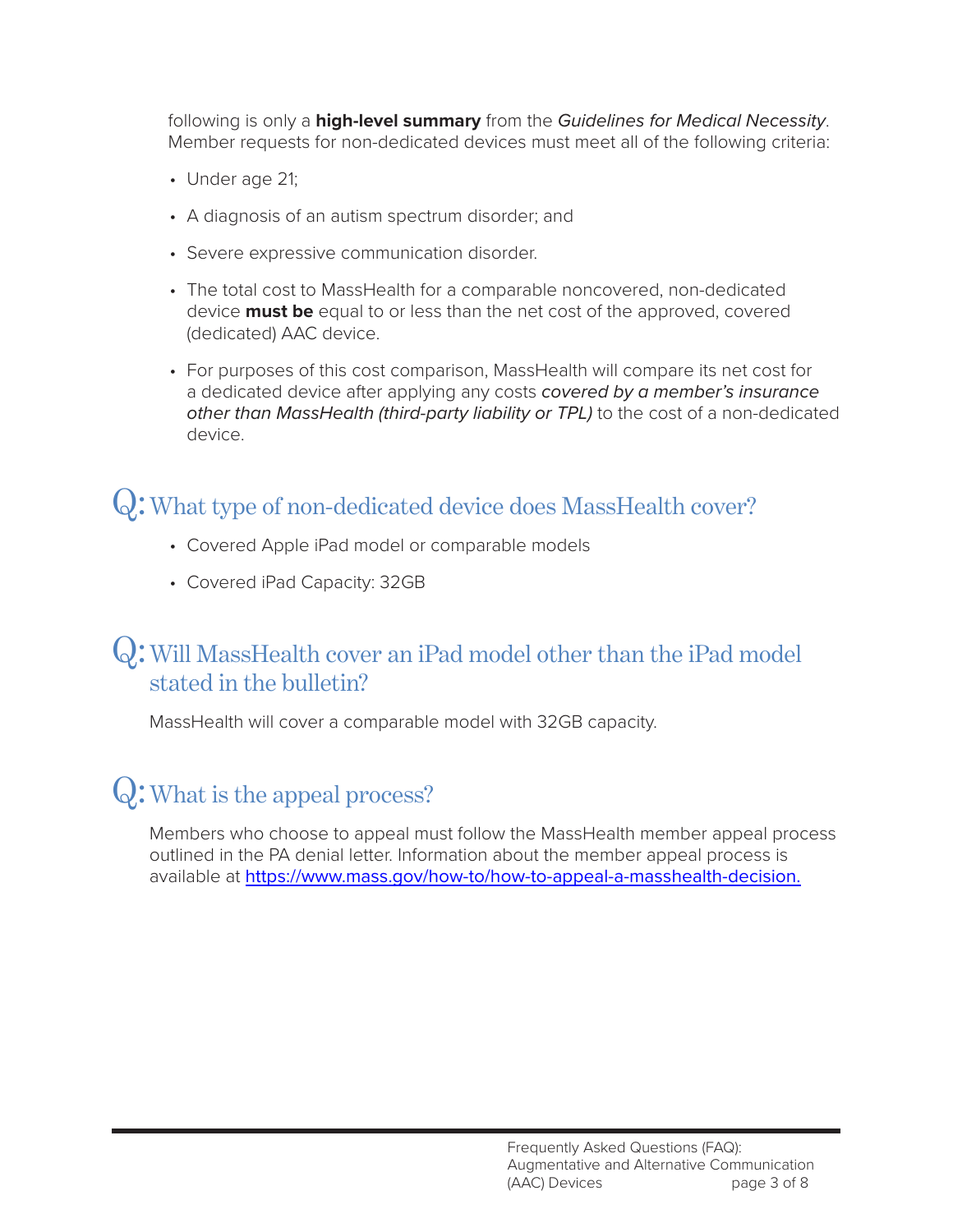following is only a **high-level summary** from the *Guidelines for Medical Necessity*. Member requests for non-dedicated devices must meet all of the following criteria:

- Under age 21;
- A diagnosis of an autism spectrum disorder; and
- Severe expressive communication disorder.
- The total cost to MassHealth for a comparable noncovered, non-dedicated device **must be** equal to or less than the net cost of the approved, covered (dedicated) AAC device.
- For purposes of this cost comparison, MassHealth will compare its net cost for a dedicated device after applying any costs *covered by a member's insurance other than MassHealth (third-party liability or TPL)* to the cost of a non-dedicated device.

## Q: What type of non-dedicated device does MassHealth cover?

- Covered Apple iPad model or comparable models
- Covered iPad Capacity: 32GB

## Q: Will MassHealth cover an iPad model other than the iPad model stated in the bulletin?

MassHealth will cover a comparable model with 32GB capacity.

## Q: What is the appeal process?

Members who choose to appeal must follow the MassHealth member appeal process outlined in the PA denial letter. Information about the member appeal process is available at [https://www.mass.gov/how-to/how-to-appeal-a-masshealth-decision.](https://www.mass.gov/how-to/how-to-appeal-a-masshealth-decision)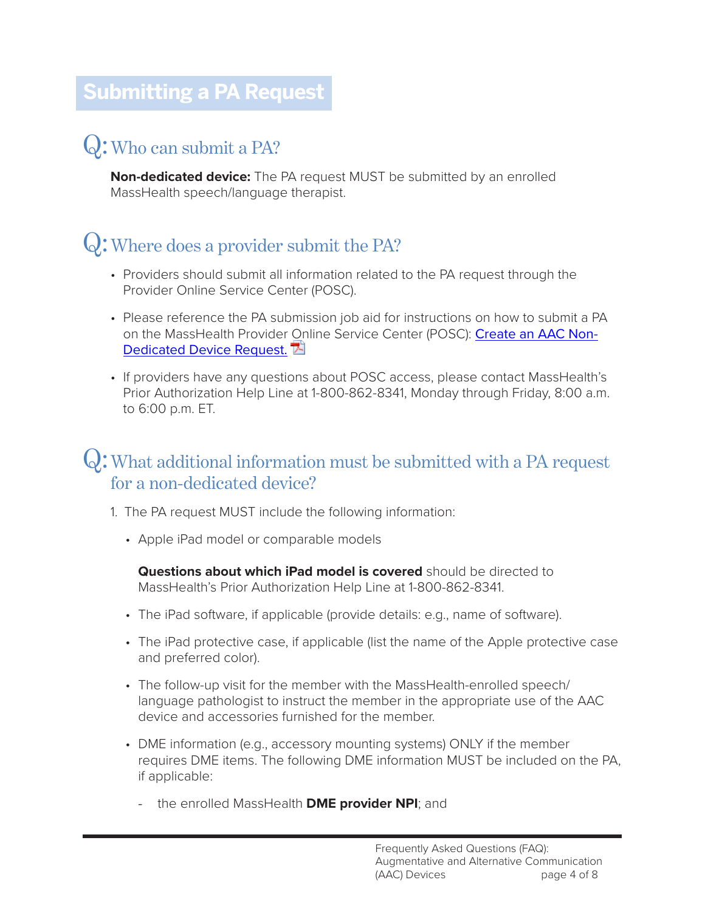## Submitting a PA Request

### Q: Who can submit a PA?

**Non-dedicated device:** The PA request MUST be submitted by an enrolled MassHealth speech/language therapist.

### Q: Where does a provider submit the PA?

- Providers should submit all information related to the PA request through the Provider Online Service Center (POSC).
- Please reference the PA submission job aid for instructions on how to submit a PA on the MassHealth Provider Online Service Center (POSC): Create an AAC Non-Dedicated Device Request.
- If providers have any questions about POSC access, please contact MassHealth's Prior Authorization Help Line at 1-800-862-8341, Monday through Friday, 8:00 a.m. to 6:00 p.m. ET.

### Q: What additional information must be submitted with a PA request for a non-dedicated device?

1. The PA request MUST include the following information:

   - Apple iPad model or comparable models

     **Questions about which iPad model is covered** should be directed to MassHealth's Prior Authorization Help Line at 1-800-862-8341.

   - The iPad software, if applicable (provide details: e.g., name of software).
   - The iPad protective case, if applicable (list the name of the Apple protective case and preferred color).
   - The follow-up visit for the member with the MassHealth-enrolled speech/language pathologist to instruct the member in the appropriate use of the AAC device and accessories furnished for the member.
   - DME information (e.g., accessory mounting systems) ONLY if the member requires DME items. The following DME information MUST be included on the PA, if applicable:
     - the enrolled MassHealth **DME provider NPI**; and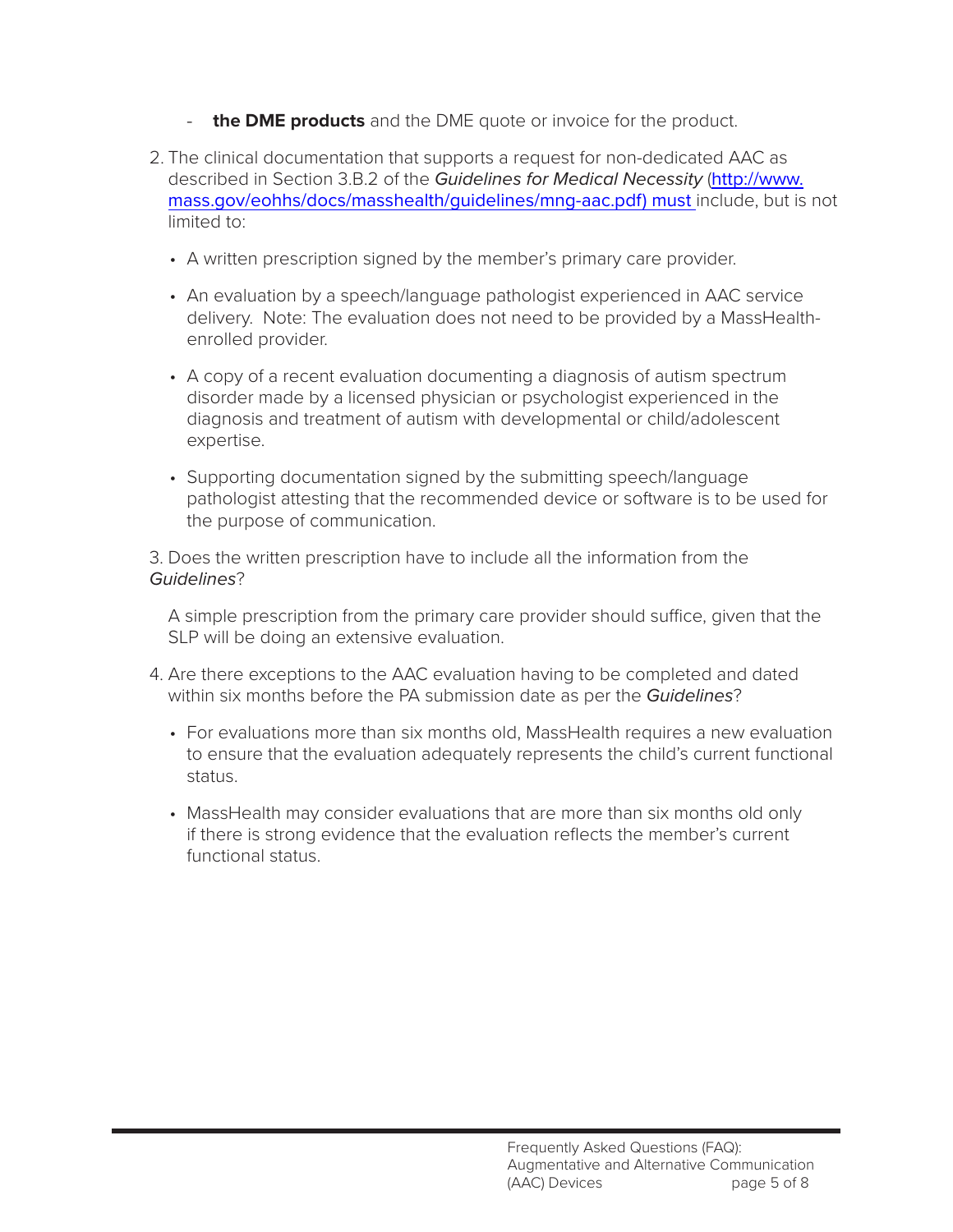- **the DME products** and the DME quote or invoice for the product.

2. The clinical documentation that supports a request for non-dedicated AAC as described in Section 3.B.2 of the *Guidelines for Medical Necessity* (http://www.mass.gov/eohhs/docs/masshealth/guidelines/mng-aac.pdf) must include, but is not limited to:

   - A written prescription signed by the member's primary care provider.
   - An evaluation by a speech/language pathologist experienced in AAC service delivery. Note: The evaluation does not need to be provided by a MassHealth-enrolled provider.
   - A copy of a recent evaluation documenting a diagnosis of autism spectrum disorder made by a licensed physician or psychologist experienced in the diagnosis and treatment of autism with developmental or child/adolescent expertise.
   - Supporting documentation signed by the submitting speech/language pathologist attesting that the recommended device or software is to be used for the purpose of communication.

3. Does the written prescription have to include all the information from the *Guidelines*?

   A simple prescription from the primary care provider should suffice, given that the SLP will be doing an extensive evaluation.

4. Are there exceptions to the AAC evaluation having to be completed and dated within six months before the PA submission date as per the *Guidelines*?

   - For evaluations more than six months old, MassHealth requires a new evaluation to ensure that the evaluation adequately represents the child's current functional status.
   - MassHealth may consider evaluations that are more than six months old only if there is strong evidence that the evaluation reflects the member's current functional status.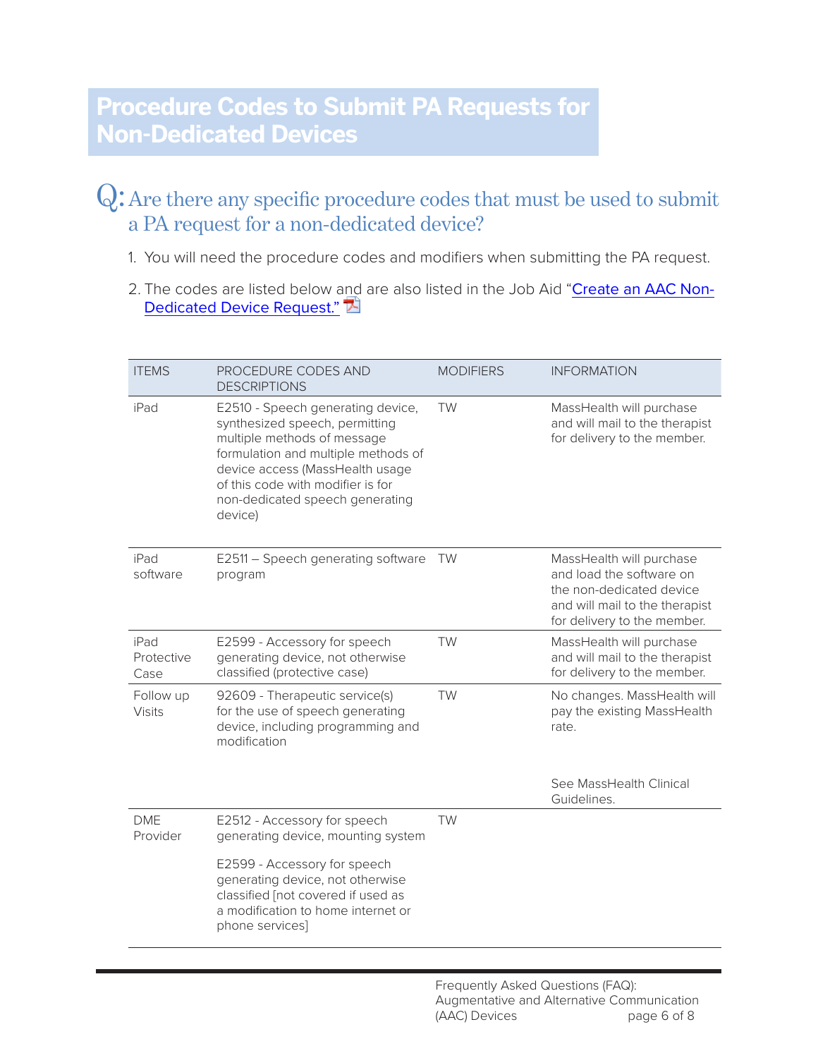# Procedure Codes to Submit PA Requests for Non-Dedicated Devices

## Q: Are there any specific procedure codes that must be used to submit a PA request for a non-dedicated device?

1. You will need the procedure codes and modifiers when submitting the PA request.
2. The codes are listed below and are also listed in the Job Aid "Create an AAC Non-Dedicated Device Request."

| ITEMS | PROCEDURE CODES AND DESCRIPTIONS | MODIFIERS | INFORMATION |
|---|---|---|---|
| iPad | E2510 - Speech generating device, synthesized speech, permitting multiple methods of message formulation and multiple methods of device access (MassHealth usage of this code with modifier is for non-dedicated speech generating device) | TW | MassHealth will purchase and will mail to the therapist for delivery to the member. |
| iPad software | E2511 – Speech generating software program | TW | MassHealth will purchase and load the software on the non-dedicated device and will mail to the therapist for delivery to the member. |
| iPad Protective Case | E2599 - Accessory for speech generating device, not otherwise classified (protective case) | TW | MassHealth will purchase and will mail to the therapist for delivery to the member. |
| Follow up Visits | 92609 - Therapeutic service(s) for the use of speech generating device, including programming and modification | TW | No changes. MassHealth will pay the existing MassHealth rate.<br><br>See MassHealth Clinical Guidelines. |
| DME Provider | E2512 - Accessory for speech generating device, mounting system<br><br>E2599 - Accessory for speech generating device, not otherwise classified [not covered if used as a modification to home internet or phone services] | TW | |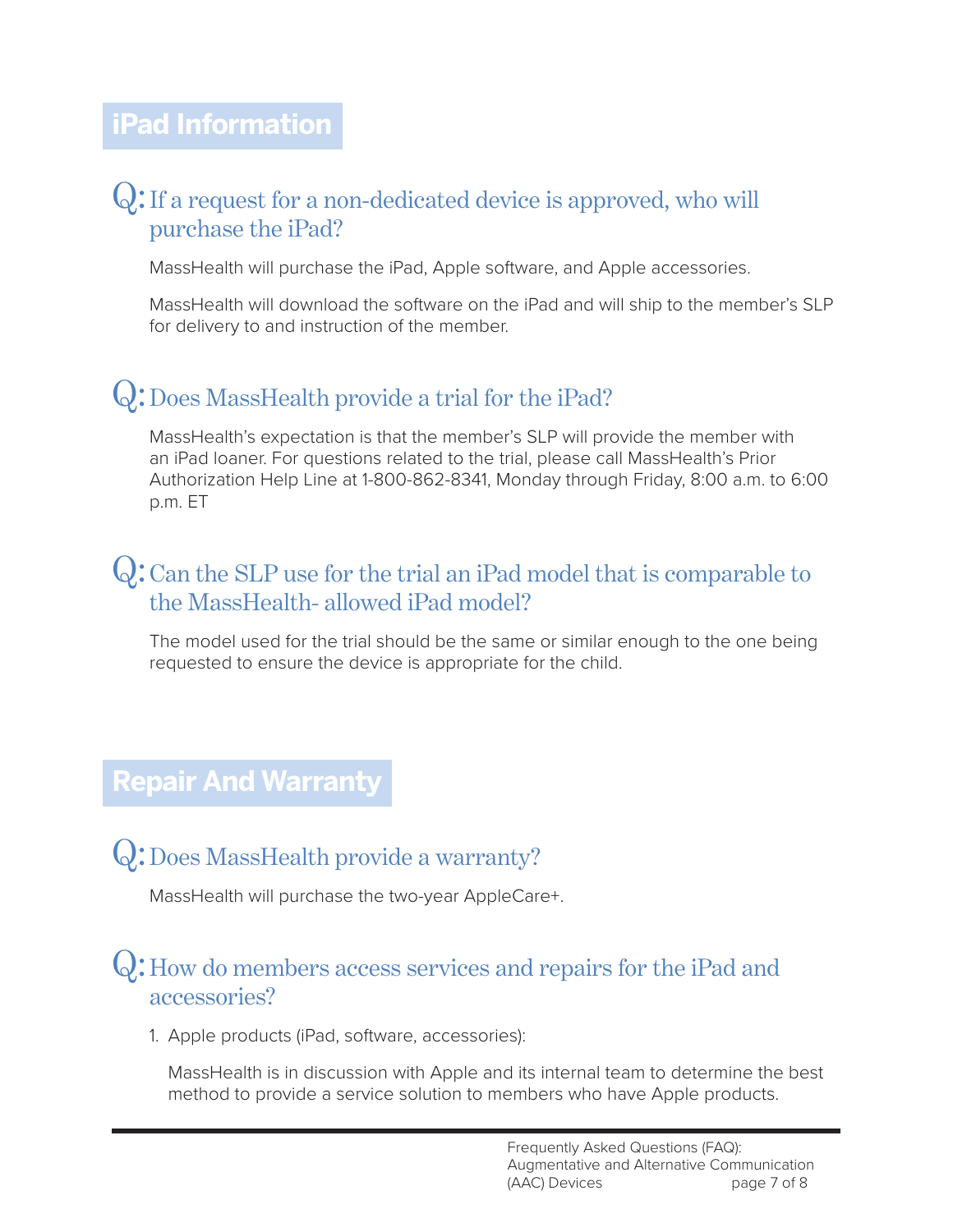## iPad Information

### Q: If a request for a non-dedicated device is approved, who will purchase the iPad?

MassHealth will purchase the iPad, Apple software, and Apple accessories.

MassHealth will download the software on the iPad and will ship to the member's SLP for delivery to and instruction of the member.

### Q: Does MassHealth provide a trial for the iPad?

MassHealth's expectation is that the member's SLP will provide the member with an iPad loaner. For questions related to the trial, please call MassHealth's Prior Authorization Help Line at 1-800-862-8341, Monday through Friday, 8:00 a.m. to 6:00 p.m. ET

### Q: Can the SLP use for the trial an iPad model that is comparable to the MassHealth- allowed iPad model?

The model used for the trial should be the same or similar enough to the one being requested to ensure the device is appropriate for the child.

## Repair And Warranty

### Q: Does MassHealth provide a warranty?

MassHealth will purchase the two-year AppleCare+.

### Q: How do members access services and repairs for the iPad and accessories?

1. Apple products (iPad, software, accessories):

   MassHealth is in discussion with Apple and its internal team to determine the best method to provide a service solution to members who have Apple products.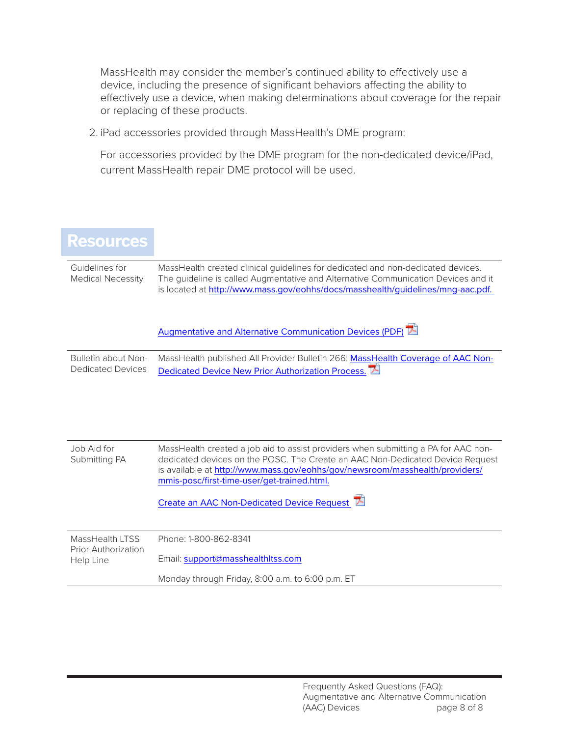MassHealth may consider the member's continued ability to effectively use a device, including the presence of significant behaviors affecting the ability to effectively use a device, when making determinations about coverage for the repair or replacing of these products.

2. iPad accessories provided through MassHealth's DME program:

   For accessories provided by the DME program for the non-dedicated device/iPad, current MassHealth repair DME protocol will be used.

## Resources

| | |
|---|---|
| Guidelines for Medical Necessity | MassHealth created clinical guidelines for dedicated and non-dedicated devices. The guideline is called Augmentative and Alternative Communication Devices and it is located at http://www.mass.gov/eohhs/docs/masshealth/guidelines/mng-aac.pdf.<br><br>Augmentative and Alternative Communication Devices (PDF) |
| Bulletin about Non-Dedicated Devices | MassHealth published All Provider Bulletin 266: MassHealth Coverage of AAC Non-Dedicated Device New Prior Authorization Process. |
| Job Aid for Submitting PA | MassHealth created a job aid to assist providers when submitting a PA for AAC non-dedicated devices on the POSC. The Create an AAC Non-Dedicated Device Request is available at http://www.mass.gov/eohhs/gov/newsroom/masshealth/providers/mmis-posc/first-time-user/get-trained.html.<br><br>Create an AAC Non-Dedicated Device Request |
| MassHealth LTSS Prior Authorization Help Line | Phone: 1-800-862-8341<br><br>Email: support@masshealthltss.com<br><br>Monday through Friday, 8:00 a.m. to 6:00 p.m. ET |